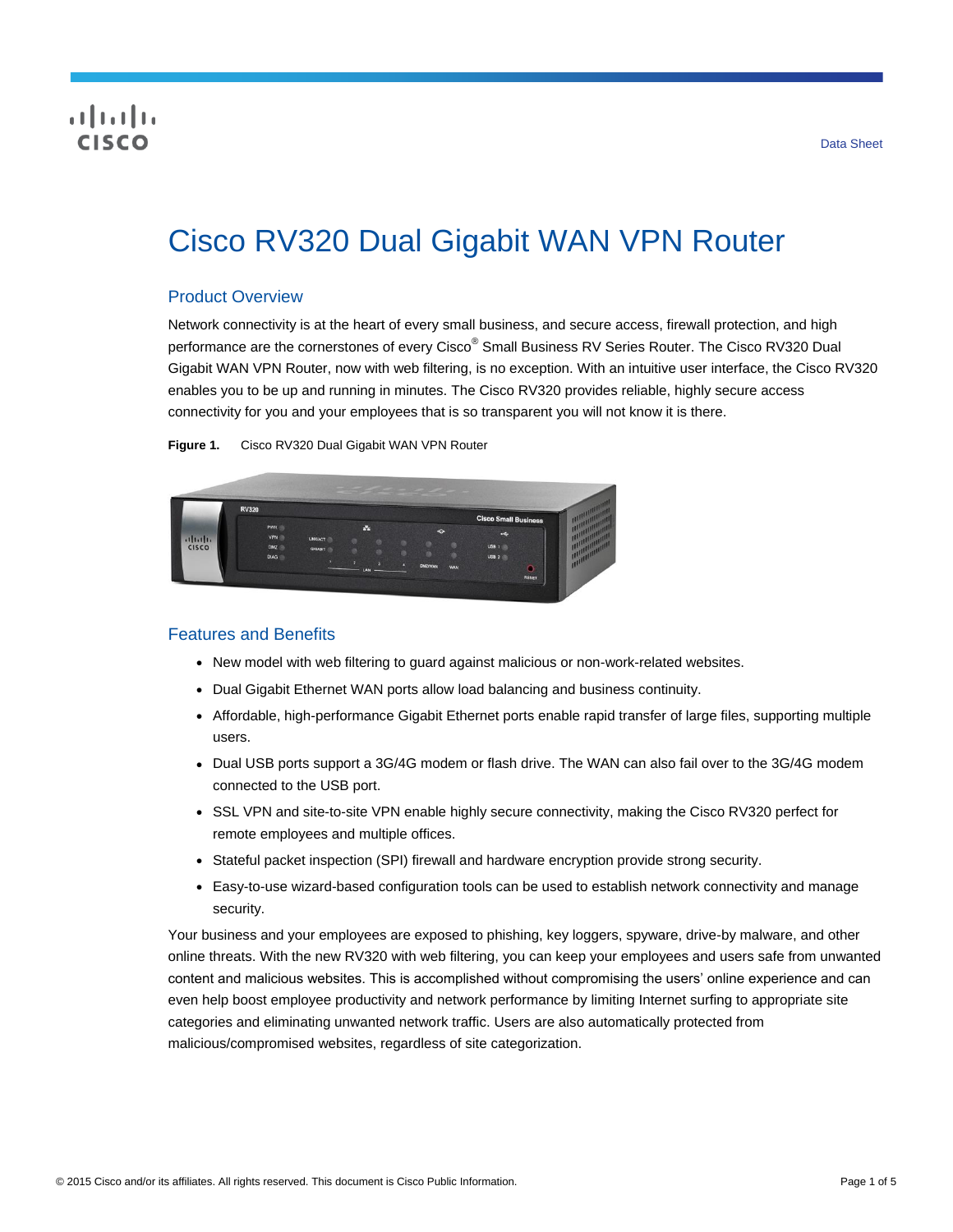# Cisco RV320 Dual Gigabit WAN VPN Router

## Product Overview

Network connectivity is at the heart of every small business, and secure access, firewall protection, and high performance are the cornerstones of every Cisco® Small Business RV Series Router. The Cisco RV320 Dual Gigabit WAN VPN Router, now with web filtering, is no exception. With an intuitive user interface, the Cisco RV320 enables you to be up and running in minutes. The Cisco RV320 provides reliable, highly secure access connectivity for you and your employees that is so transparent you will not know it is there.

**Figure 1.** Cisco RV320 Dual Gigabit WAN VPN Router

## Features and Benefits

- New model with web filtering to guard against malicious or non-work-related websites.
- Dual Gigabit Ethernet WAN ports allow load balancing and business continuity.
- Affordable, high-performance Gigabit Ethernet ports enable rapid transfer of large files, supporting multiple users.
- Dual USB ports support a 3G/4G modem or flash drive. The WAN can also fail over to the 3G/4G modem connected to the USB port.
- SSL VPN and site-to-site VPN enable highly secure connectivity, making the Cisco RV320 perfect for remote employees and multiple offices.
- Stateful packet inspection (SPI) firewall and hardware encryption provide strong security.
- Easy-to-use wizard-based configuration tools can be used to establish network connectivity and manage security.

Your business and your employees are exposed to phishing, key loggers, spyware, drive-by malware, and other online threats. With the new RV320 with web filtering, you can keep your employees and users safe from unwanted content and malicious websites. This is accomplished without compromising the users' online experience and can even help boost employee productivity and network performance by limiting Internet surfing to appropriate site categories and eliminating unwanted network traffic. Users are also automatically protected from malicious/compromised websites, regardless of site categorization.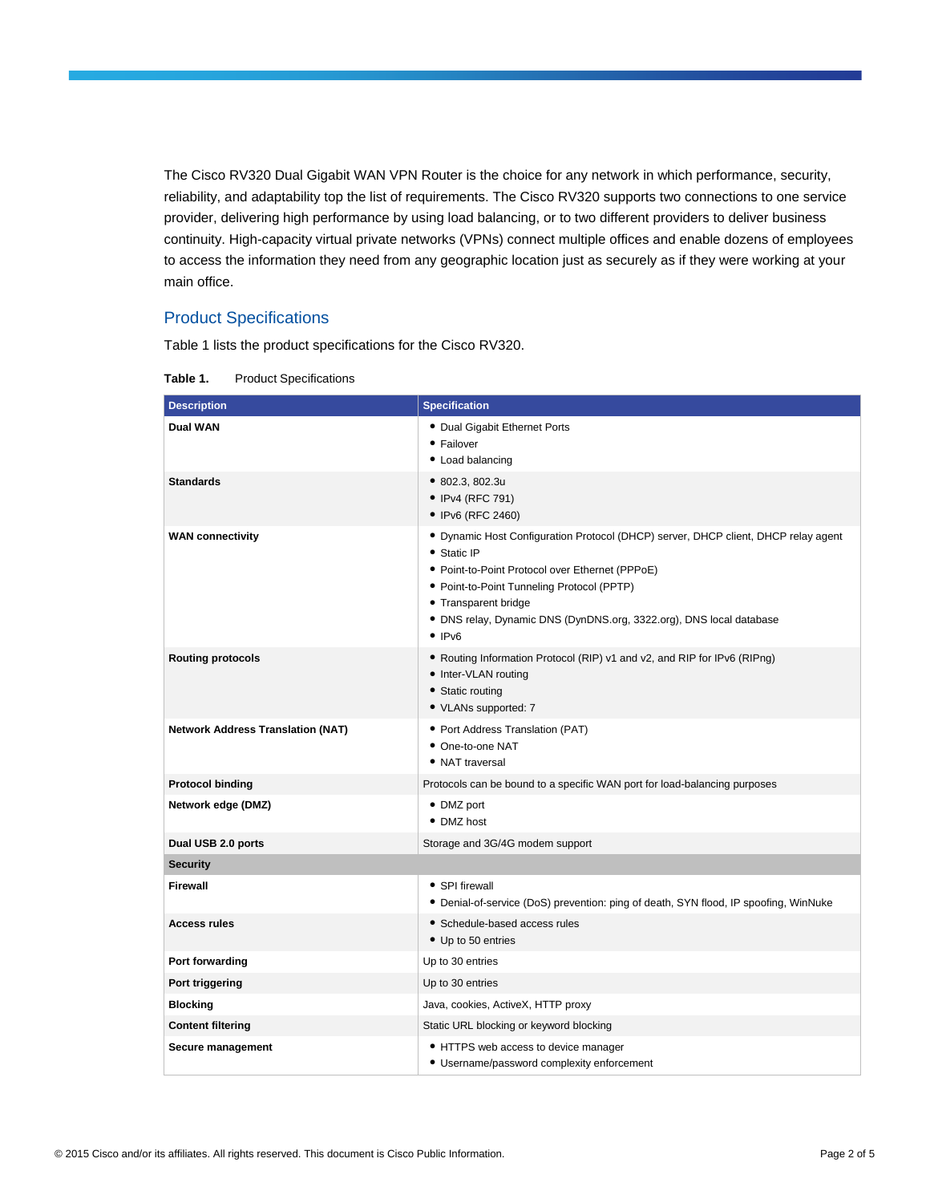The Cisco RV320 Dual Gigabit WAN VPN Router is the choice for any network in which performance, security, reliability, and adaptability top the list of requirements. The Cisco RV320 supports two connections to one service provider, delivering high performance by using load balancing, or to two different providers to deliver business continuity. High-capacity virtual private networks (VPNs) connect multiple offices and enable dozens of employees to access the information they need from any geographic location just as securely as if they were working at your main office.

## Product Specifications

Table 1 lists the product specifications for the Cisco RV320.

**Table 1.** Product Specifications

| Description | Specification |
| --- | --- |
| **Dual WAN** | • Dual Gigabit Ethernet Ports<br>• Failover<br>• Load balancing |
| **Standards** | • 802.3, 802.3u<br>• IPv4 (RFC 791)<br>• IPv6 (RFC 2460) |
| **WAN connectivity** | • Dynamic Host Configuration Protocol (DHCP) server, DHCP client, DHCP relay agent<br>• Static IP<br>• Point-to-Point Protocol over Ethernet (PPPoE)<br>• Point-to-Point Tunneling Protocol (PPTP)<br>• Transparent bridge<br>• DNS relay, Dynamic DNS (DynDNS.org, 3322.org), DNS local database<br>• IPv6 |
| **Routing protocols** | • Routing Information Protocol (RIP) v1 and v2, and RIP for IPv6 (RIPng)<br>• Inter-VLAN routing<br>• Static routing<br>• VLANs supported: 7 |
| **Network Address Translation (NAT)** | • Port Address Translation (PAT)<br>• One-to-one NAT<br>• NAT traversal |
| **Protocol binding** | Protocols can be bound to a specific WAN port for load-balancing purposes |
| **Network edge (DMZ)** | • DMZ port<br>• DMZ host |
| **Dual USB 2.0 ports** | Storage and 3G/4G modem support |
| **Security** | |
| **Firewall** | • SPI firewall<br>• Denial-of-service (DoS) prevention: ping of death, SYN flood, IP spoofing, WinNuke |
| **Access rules** | • Schedule-based access rules<br>• Up to 50 entries |
| **Port forwarding** | Up to 30 entries |
| **Port triggering** | Up to 30 entries |
| **Blocking** | Java, cookies, ActiveX, HTTP proxy |
| **Content filtering** | Static URL blocking or keyword blocking |
| **Secure management** | • HTTPS web access to device manager<br>• Username/password complexity enforcement |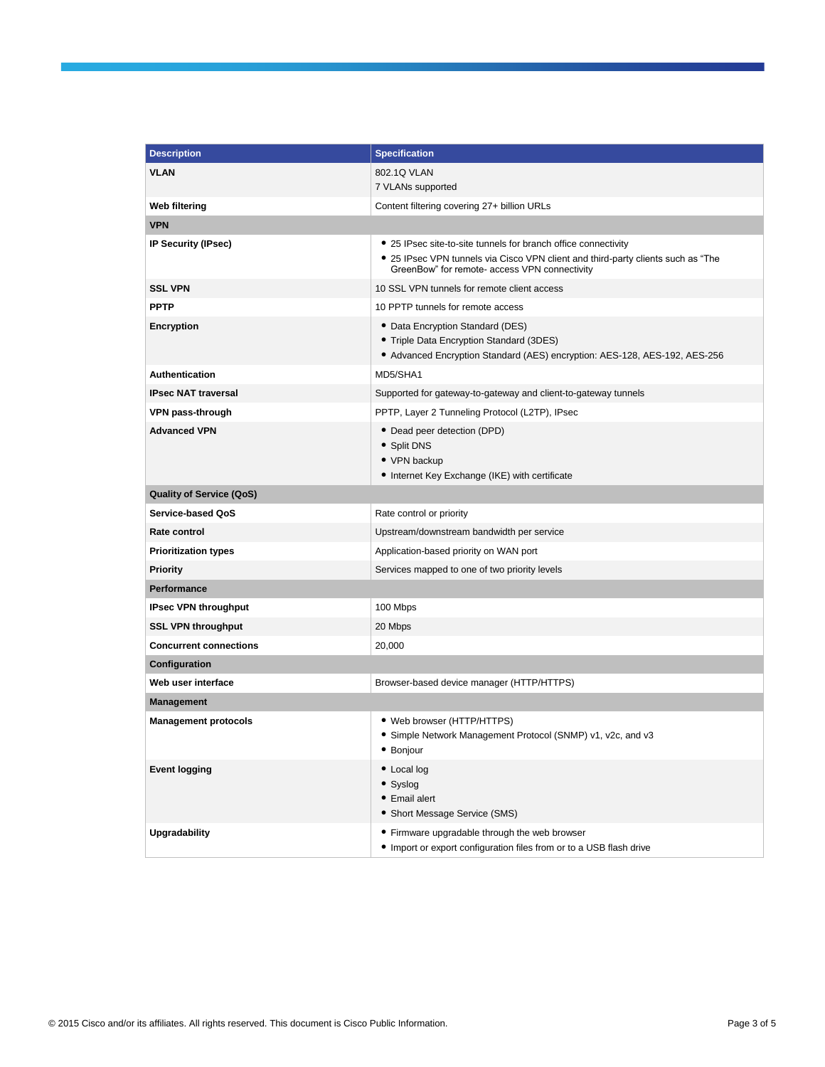| Description | Specification |
|---|---|
| **VLAN** | 802.1Q VLAN<br>7 VLANs supported |
| **Web filtering** | Content filtering covering 27+ billion URLs |
| **VPN** | |
| **IP Security (IPsec)** | • 25 IPsec site-to-site tunnels for branch office connectivity<br>• 25 IPsec VPN tunnels via Cisco VPN client and third-party clients such as "The GreenBow" for remote- access VPN connectivity |
| **SSL VPN** | 10 SSL VPN tunnels for remote client access |
| **PPTP** | 10 PPTP tunnels for remote access |
| **Encryption** | • Data Encryption Standard (DES)<br>• Triple Data Encryption Standard (3DES)<br>• Advanced Encryption Standard (AES) encryption: AES-128, AES-192, AES-256 |
| **Authentication** | MD5/SHA1 |
| **IPsec NAT traversal** | Supported for gateway-to-gateway and client-to-gateway tunnels |
| **VPN pass-through** | PPTP, Layer 2 Tunneling Protocol (L2TP), IPsec |
| **Advanced VPN** | • Dead peer detection (DPD)<br>• Split DNS<br>• VPN backup<br>• Internet Key Exchange (IKE) with certificate |
| **Quality of Service (QoS)** | |
| **Service-based QoS** | Rate control or priority |
| **Rate control** | Upstream/downstream bandwidth per service |
| **Prioritization types** | Application-based priority on WAN port |
| **Priority** | Services mapped to one of two priority levels |
| **Performance** | |
| **IPsec VPN throughput** | 100 Mbps |
| **SSL VPN throughput** | 20 Mbps |
| **Concurrent connections** | 20,000 |
| **Configuration** | |
| **Web user interface** | Browser-based device manager (HTTP/HTTPS) |
| **Management** | |
| **Management protocols** | • Web browser (HTTP/HTTPS)<br>• Simple Network Management Protocol (SNMP) v1, v2c, and v3<br>• Bonjour |
| **Event logging** | • Local log<br>• Syslog<br>• Email alert<br>• Short Message Service (SMS) |
| **Upgradability** | • Firmware upgradable through the web browser<br>• Import or export configuration files from or to a USB flash drive |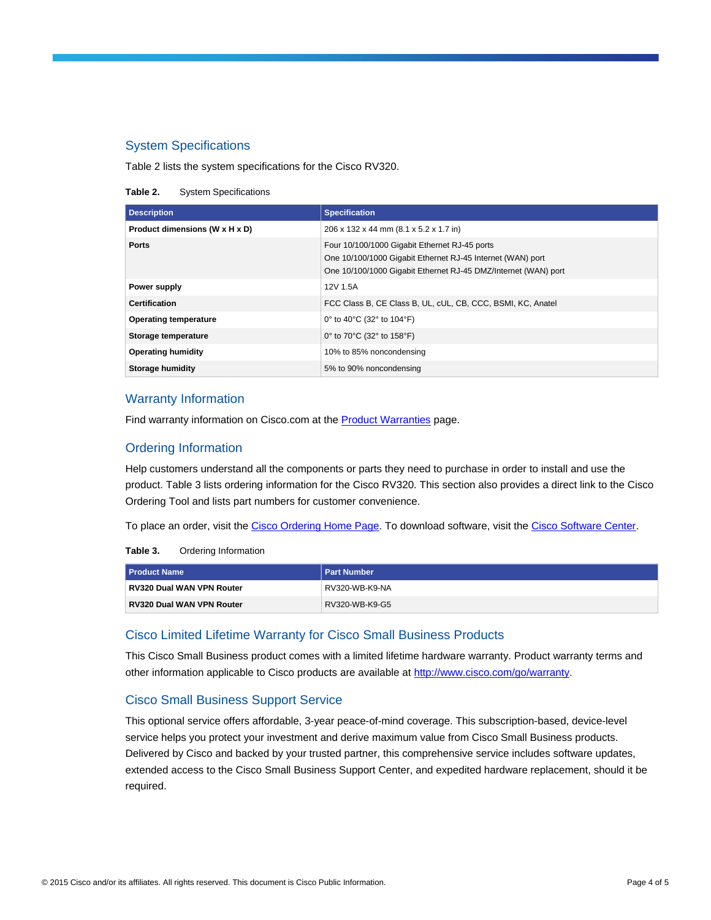## System Specifications

Table 2 lists the system specifications for the Cisco RV320.

**Table 2.** System Specifications

| Description | Specification |
| --- | --- |
| **Product dimensions (W x H x D)** | 206 x 132 x 44 mm (8.1 x 5.2 x 1.7 in) |
| **Ports** | Four 10/100/1000 Gigabit Ethernet RJ-45 ports<br>One 10/100/1000 Gigabit Ethernet RJ-45 Internet (WAN) port<br>One 10/100/1000 Gigabit Ethernet RJ-45 DMZ/Internet (WAN) port |
| **Power supply** | 12V 1.5A |
| **Certification** | FCC Class B, CE Class B, UL, cUL, CB, CCC, BSMI, KC, Anatel |
| **Operating temperature** | 0° to 40°C (32° to 104°F) |
| **Storage temperature** | 0° to 70°C (32° to 158°F) |
| **Operating humidity** | 10% to 85% noncondensing |
| **Storage humidity** | 5% to 90% noncondensing |

## Warranty Information

Find warranty information on Cisco.com at the Product Warranties page.

## Ordering Information

Help customers understand all the components or parts they need to purchase in order to install and use the product. Table 3 lists ordering information for the Cisco RV320. This section also provides a direct link to the Cisco Ordering Tool and lists part numbers for customer convenience.

To place an order, visit the Cisco Ordering Home Page. To download software, visit the Cisco Software Center.

**Table 3.** Ordering Information

| Product Name | Part Number |
| --- | --- |
| **RV320 Dual WAN VPN Router** | RV320-WB-K9-NA |
| **RV320 Dual WAN VPN Router** | RV320-WB-K9-G5 |

## Cisco Limited Lifetime Warranty for Cisco Small Business Products

This Cisco Small Business product comes with a limited lifetime hardware warranty. Product warranty terms and other information applicable to Cisco products are available at http://www.cisco.com/go/warranty.

## Cisco Small Business Support Service

This optional service offers affordable, 3-year peace-of-mind coverage. This subscription-based, device-level service helps you protect your investment and derive maximum value from Cisco Small Business products. Delivered by Cisco and backed by your trusted partner, this comprehensive service includes software updates, extended access to the Cisco Small Business Support Center, and expedited hardware replacement, should it be required.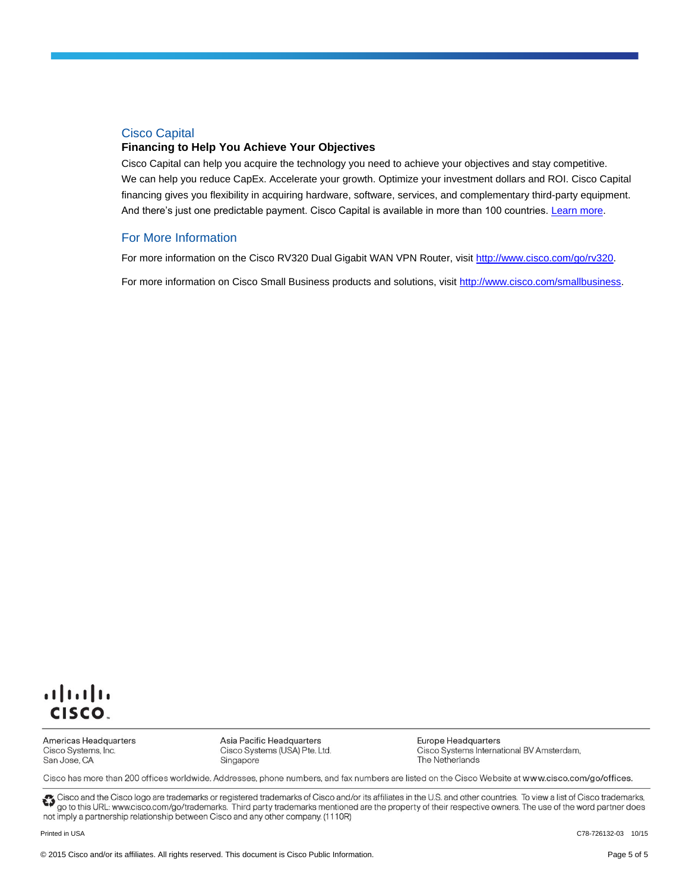## Cisco Capital

**Financing to Help You Achieve Your Objectives**

Cisco Capital can help you acquire the technology you need to achieve your objectives and stay competitive. We can help you reduce CapEx. Accelerate your growth. Optimize your investment dollars and ROI. Cisco Capital financing gives you flexibility in acquiring hardware, software, services, and complementary third-party equipment. And there's just one predictable payment. Cisco Capital is available in more than 100 countries. Learn more.

## For More Information

For more information on the Cisco RV320 Dual Gigabit WAN VPN Router, visit http://www.cisco.com/go/rv320.

For more information on Cisco Small Business products and solutions, visit http://www.cisco.com/smallbusiness.

Americas Headquarters
Cisco Systems, Inc.
San Jose, CA

Asia Pacific Headquarters
Cisco Systems (USA) Pte. Ltd.
Singapore

Europe Headquarters
Cisco Systems International BV Amsterdam,
The Netherlands

Cisco has more than 200 offices worldwide. Addresses, phone numbers, and fax numbers are listed on the Cisco Website at www.cisco.com/go/offices.

Cisco and the Cisco logo are trademarks or registered trademarks of Cisco and/or its affiliates in the U.S. and other countries. To view a list of Cisco trademarks, go to this URL: www.cisco.com/go/trademarks. Third party trademarks mentioned are the property of their respective owners. The use of the word partner does not imply a partnership relationship between Cisco and any other company. (1110R)

Printed in USA

C78-726132-03 10/15

© 2015 Cisco and/or its affiliates. All rights reserved. This document is Cisco Public Information.